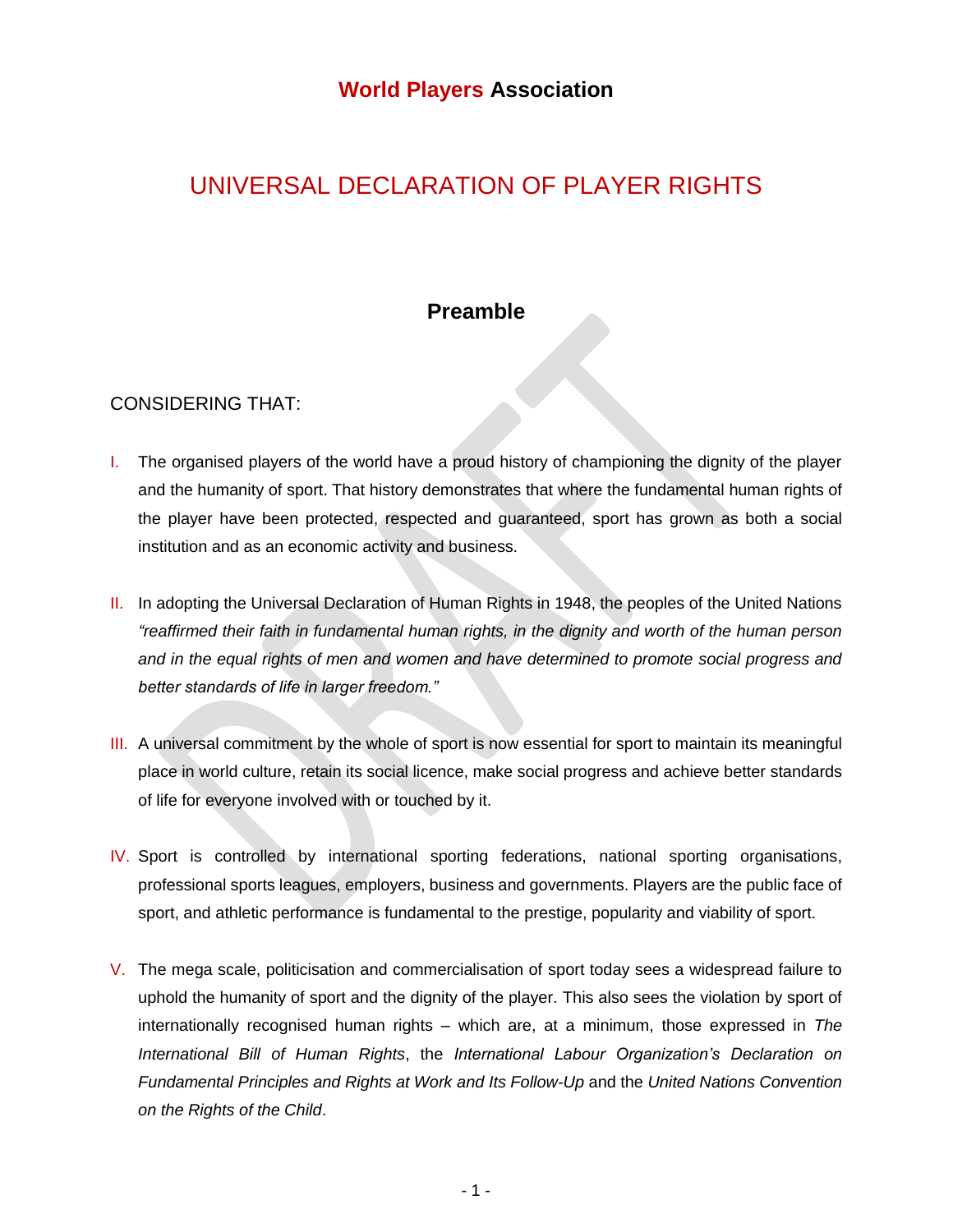**World Players Association**

# UNIVERSAL DECLARATION OF PLAYER RIGHTS

## Preamble

CONSIDERING THAT:

I. The organised players of the world have a proud history of championing the dignity of the player and the humanity of sport. That history demonstrates that where the fundamental human rights of the player have been protected, respected and guaranteed, sport has grown as both a social institution and as an economic activity and business.

II. In adopting the Universal Declaration of Human Rights in 1948, the peoples of the United Nations *"reaffirmed their faith in fundamental human rights, in the dignity and worth of the human person and in the equal rights of men and women and have determined to promote social progress and better standards of life in larger freedom."*

III. A universal commitment by the whole of sport is now essential for sport to maintain its meaningful place in world culture, retain its social licence, make social progress and achieve better standards of life for everyone involved with or touched by it.

IV. Sport is controlled by international sporting federations, national sporting organisations, professional sports leagues, employers, business and governments. Players are the public face of sport, and athletic performance is fundamental to the prestige, popularity and viability of sport.

V. The mega scale, politicisation and commercialisation of sport today sees a widespread failure to uphold the humanity of sport and the dignity of the player. This also sees the violation by sport of internationally recognised human rights – which are, at a minimum, those expressed in *The International Bill of Human Rights*, the *International Labour Organization's Declaration on Fundamental Principles and Rights at Work and Its Follow-Up* and the *United Nations Convention on the Rights of the Child*.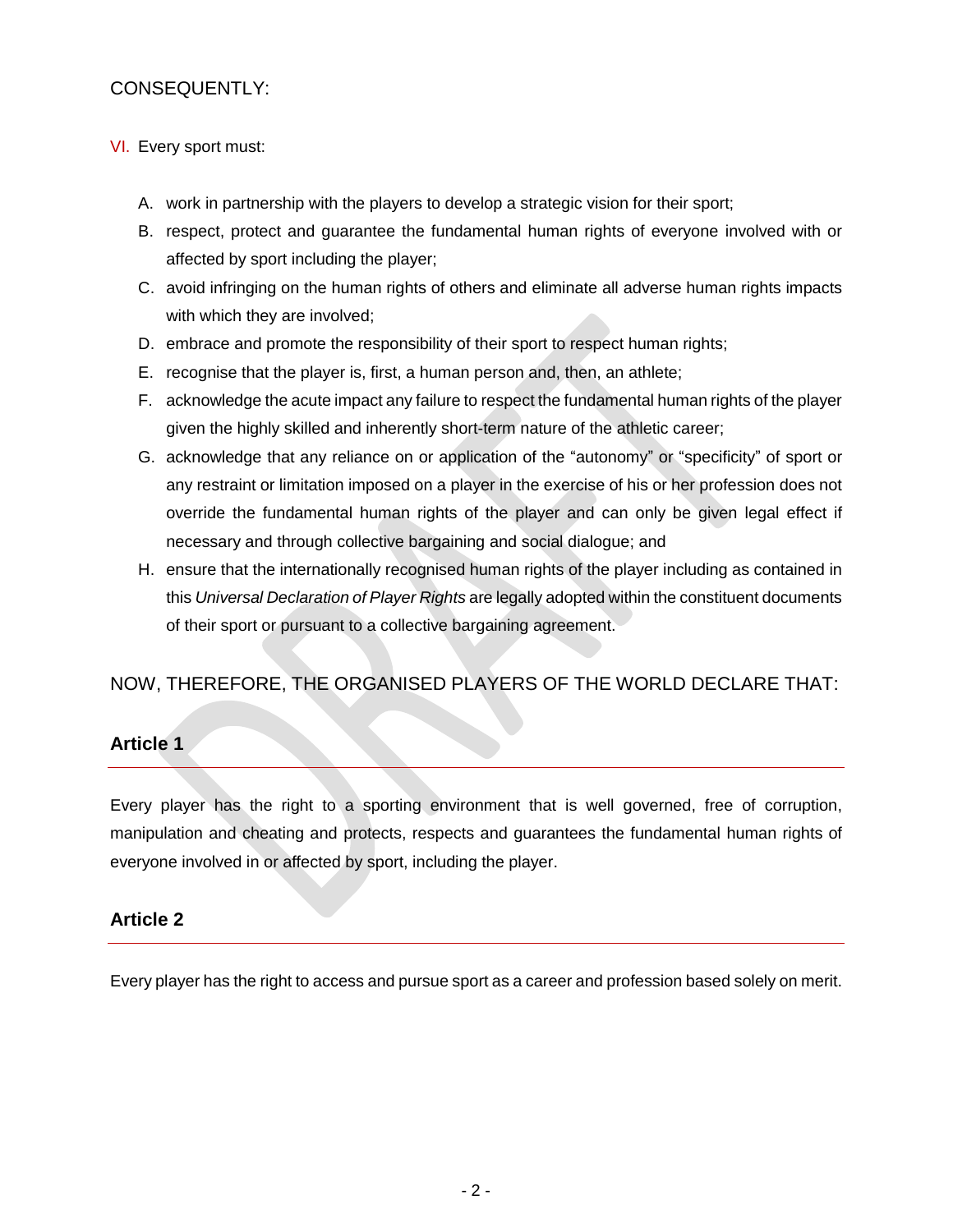CONSEQUENTLY:

VI. Every sport must:

A. work in partnership with the players to develop a strategic vision for their sport;
B. respect, protect and guarantee the fundamental human rights of everyone involved with or affected by sport including the player;
C. avoid infringing on the human rights of others and eliminate all adverse human rights impacts with which they are involved;
D. embrace and promote the responsibility of their sport to respect human rights;
E. recognise that the player is, first, a human person and, then, an athlete;
F. acknowledge the acute impact any failure to respect the fundamental human rights of the player given the highly skilled and inherently short-term nature of the athletic career;
G. acknowledge that any reliance on or application of the "autonomy" or "specificity" of sport or any restraint or limitation imposed on a player in the exercise of his or her profession does not override the fundamental human rights of the player and can only be given legal effect if necessary and through collective bargaining and social dialogue; and
H. ensure that the internationally recognised human rights of the player including as contained in this *Universal Declaration of Player Rights* are legally adopted within the constituent documents of their sport or pursuant to a collective bargaining agreement.

NOW, THEREFORE, THE ORGANISED PLAYERS OF THE WORLD DECLARE THAT:

## Article 1

Every player has the right to a sporting environment that is well governed, free of corruption, manipulation and cheating and protects, respects and guarantees the fundamental human rights of everyone involved in or affected by sport, including the player.

## Article 2

Every player has the right to access and pursue sport as a career and profession based solely on merit.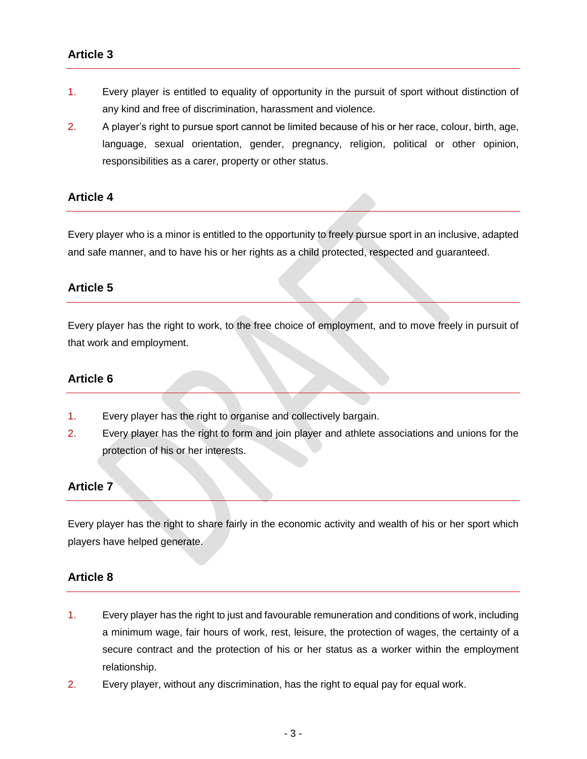## Article 3

1. Every player is entitled to equality of opportunity in the pursuit of sport without distinction of any kind and free of discrimination, harassment and violence.
2. A player's right to pursue sport cannot be limited because of his or her race, colour, birth, age, language, sexual orientation, gender, pregnancy, religion, political or other opinion, responsibilities as a carer, property or other status.

## Article 4

Every player who is a minor is entitled to the opportunity to freely pursue sport in an inclusive, adapted and safe manner, and to have his or her rights as a child protected, respected and guaranteed.

## Article 5

Every player has the right to work, to the free choice of employment, and to move freely in pursuit of that work and employment.

## Article 6

1. Every player has the right to organise and collectively bargain.
2. Every player has the right to form and join player and athlete associations and unions for the protection of his or her interests.

## Article 7

Every player has the right to share fairly in the economic activity and wealth of his or her sport which players have helped generate.

## Article 8

1. Every player has the right to just and favourable remuneration and conditions of work, including a minimum wage, fair hours of work, rest, leisure, the protection of wages, the certainty of a secure contract and the protection of his or her status as a worker within the employment relationship.
2. Every player, without any discrimination, has the right to equal pay for equal work.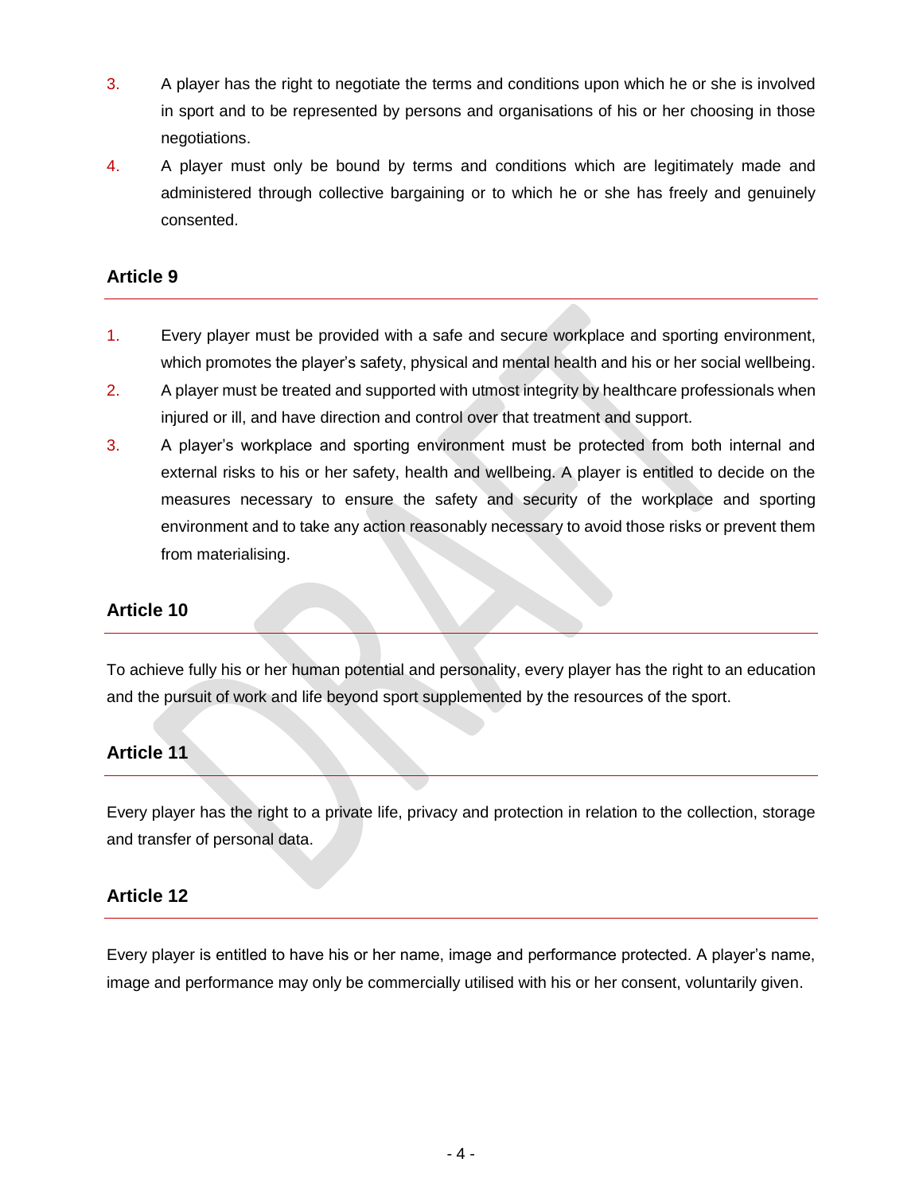3. A player has the right to negotiate the terms and conditions upon which he or she is involved in sport and to be represented by persons and organisations of his or her choosing in those negotiations.
4. A player must only be bound by terms and conditions which are legitimately made and administered through collective bargaining or to which he or she has freely and genuinely consented.

## Article 9

1. Every player must be provided with a safe and secure workplace and sporting environment, which promotes the player's safety, physical and mental health and his or her social wellbeing.
2. A player must be treated and supported with utmost integrity by healthcare professionals when injured or ill, and have direction and control over that treatment and support.
3. A player's workplace and sporting environment must be protected from both internal and external risks to his or her safety, health and wellbeing. A player is entitled to decide on the measures necessary to ensure the safety and security of the workplace and sporting environment and to take any action reasonably necessary to avoid those risks or prevent them from materialising.

## Article 10

To achieve fully his or her human potential and personality, every player has the right to an education and the pursuit of work and life beyond sport supplemented by the resources of the sport.

## Article 11

Every player has the right to a private life, privacy and protection in relation to the collection, storage and transfer of personal data.

## Article 12

Every player is entitled to have his or her name, image and performance protected. A player's name, image and performance may only be commercially utilised with his or her consent, voluntarily given.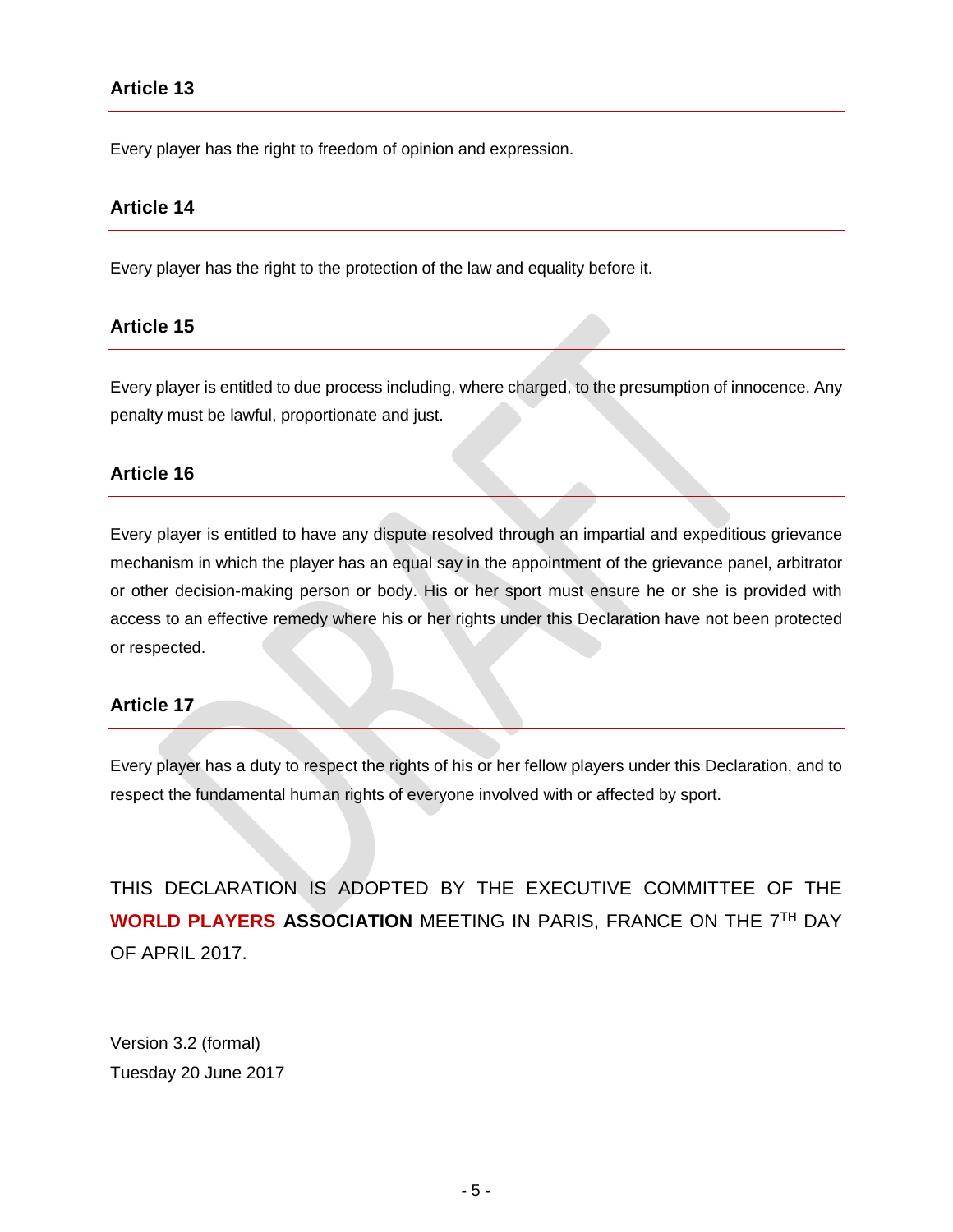## Article 13

Every player has the right to freedom of opinion and expression.

## Article 14

Every player has the right to the protection of the law and equality before it.

## Article 15

Every player is entitled to due process including, where charged, to the presumption of innocence. Any penalty must be lawful, proportionate and just.

## Article 16

Every player is entitled to have any dispute resolved through an impartial and expeditious grievance mechanism in which the player has an equal say in the appointment of the grievance panel, arbitrator or other decision-making person or body. His or her sport must ensure he or she is provided with access to an effective remedy where his or her rights under this Declaration have not been protected or respected.

## Article 17

Every player has a duty to respect the rights of his or her fellow players under this Declaration, and to respect the fundamental human rights of everyone involved with or affected by sport.

THIS DECLARATION IS ADOPTED BY THE EXECUTIVE COMMITTEE OF THE **WORLD PLAYERS ASSOCIATION** MEETING IN PARIS, FRANCE ON THE 7TH DAY OF APRIL 2017.

Version 3.2 (formal)
Tuesday 20 June 2017